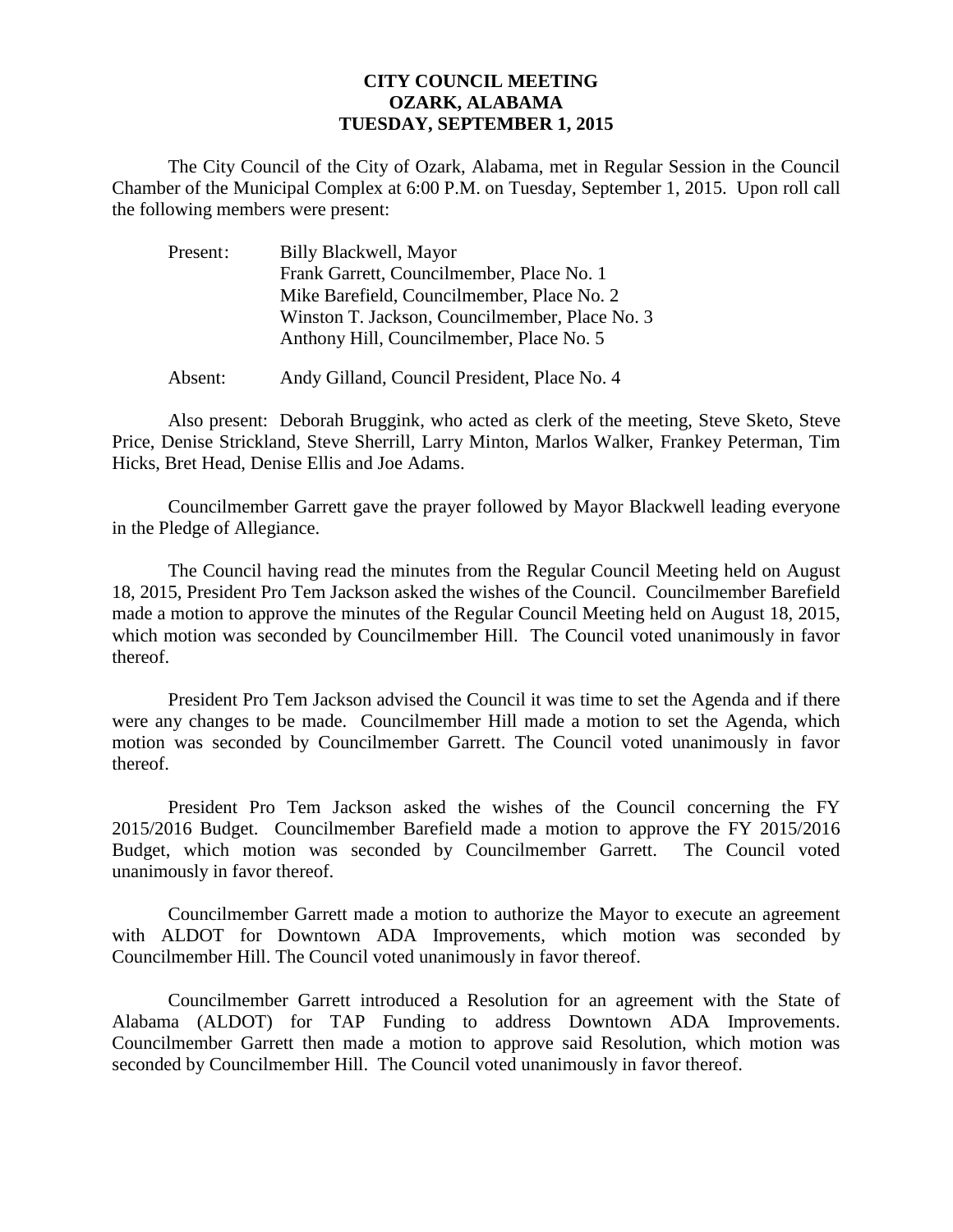# CITY COUNCIL MEETING
# OZARK, ALABAMA
# TUESDAY, SEPTEMBER 1, 2015

The City Council of the City of Ozark, Alabama, met in Regular Session in the Council Chamber of the Municipal Complex at 6:00 P.M. on Tuesday, September 1, 2015. Upon roll call the following members were present:

| | |
|---|---|
| Present: | Billy Blackwell, Mayor |
| | Frank Garrett, Councilmember, Place No. 1 |
| | Mike Barefield, Councilmember, Place No. 2 |
| | Winston T. Jackson, Councilmember, Place No. 3 |
| | Anthony Hill, Councilmember, Place No. 5 |
| Absent: | Andy Gilland, Council President, Place No. 4 |

Also present: Deborah Bruggink, who acted as clerk of the meeting, Steve Sketo, Steve Price, Denise Strickland, Steve Sherrill, Larry Minton, Marlos Walker, Frankey Peterman, Tim Hicks, Bret Head, Denise Ellis and Joe Adams.

Councilmember Garrett gave the prayer followed by Mayor Blackwell leading everyone in the Pledge of Allegiance.

The Council having read the minutes from the Regular Council Meeting held on August 18, 2015, President Pro Tem Jackson asked the wishes of the Council. Councilmember Barefield made a motion to approve the minutes of the Regular Council Meeting held on August 18, 2015, which motion was seconded by Councilmember Hill. The Council voted unanimously in favor thereof.

President Pro Tem Jackson advised the Council it was time to set the Agenda and if there were any changes to be made. Councilmember Hill made a motion to set the Agenda, which motion was seconded by Councilmember Garrett. The Council voted unanimously in favor thereof.

President Pro Tem Jackson asked the wishes of the Council concerning the FY 2015/2016 Budget. Councilmember Barefield made a motion to approve the FY 2015/2016 Budget, which motion was seconded by Councilmember Garrett. The Council voted unanimously in favor thereof.

Councilmember Garrett made a motion to authorize the Mayor to execute an agreement with ALDOT for Downtown ADA Improvements, which motion was seconded by Councilmember Hill. The Council voted unanimously in favor thereof.

Councilmember Garrett introduced a Resolution for an agreement with the State of Alabama (ALDOT) for TAP Funding to address Downtown ADA Improvements. Councilmember Garrett then made a motion to approve said Resolution, which motion was seconded by Councilmember Hill. The Council voted unanimously in favor thereof.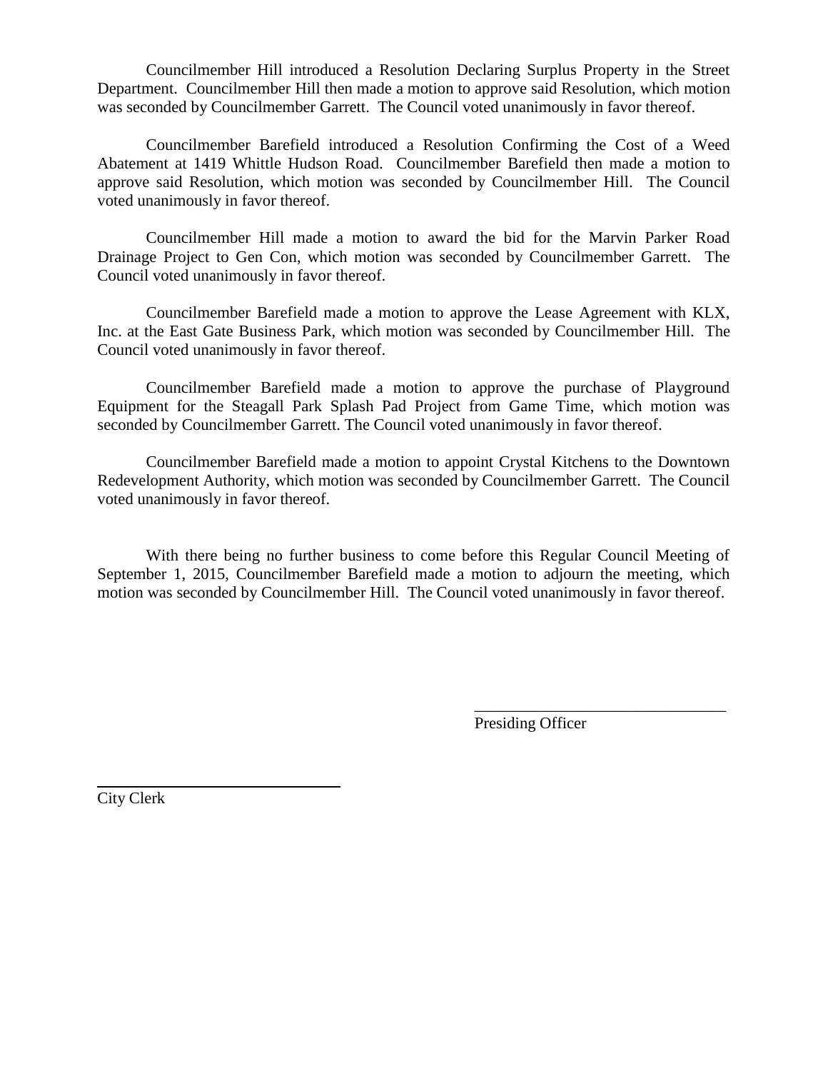Councilmember Hill introduced a Resolution Declaring Surplus Property in the Street Department. Councilmember Hill then made a motion to approve said Resolution, which motion was seconded by Councilmember Garrett. The Council voted unanimously in favor thereof.

Councilmember Barefield introduced a Resolution Confirming the Cost of a Weed Abatement at 1419 Whittle Hudson Road. Councilmember Barefield then made a motion to approve said Resolution, which motion was seconded by Councilmember Hill. The Council voted unanimously in favor thereof.

Councilmember Hill made a motion to award the bid for the Marvin Parker Road Drainage Project to Gen Con, which motion was seconded by Councilmember Garrett. The Council voted unanimously in favor thereof.

Councilmember Barefield made a motion to approve the Lease Agreement with KLX, Inc. at the East Gate Business Park, which motion was seconded by Councilmember Hill. The Council voted unanimously in favor thereof.

Councilmember Barefield made a motion to approve the purchase of Playground Equipment for the Steagall Park Splash Pad Project from Game Time, which motion was seconded by Councilmember Garrett. The Council voted unanimously in favor thereof.

Councilmember Barefield made a motion to appoint Crystal Kitchens to the Downtown Redevelopment Authority, which motion was seconded by Councilmember Garrett. The Council voted unanimously in favor thereof.

With there being no further business to come before this Regular Council Meeting of September 1, 2015, Councilmember Barefield made a motion to adjourn the meeting, which motion was seconded by Councilmember Hill. The Council voted unanimously in favor thereof.

\_\_\_\_\_\_\_\_\_\_\_\_\_\_\_\_\_\_\_\_\_\_\_\_\_\_\_\_\_\_\_\_

Presiding Officer

\_\_\_\_\_\_\_\_\_\_\_\_\_\_\_\_\_\_\_\_\_\_\_\_\_\_\_\_\_\_\_\_

City Clerk